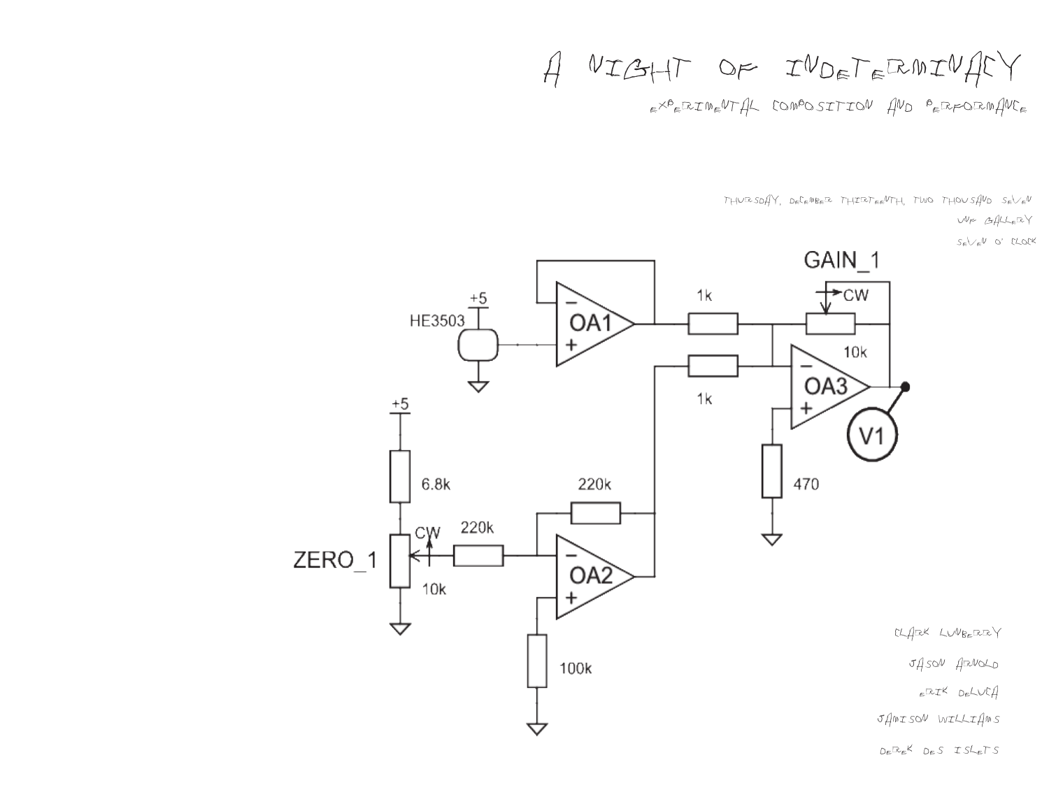# A NIGHT OF INDETERMINACY

EXPERIMENTAL COMPOSITION AND PERFORMANCE

THURSDAY, DECEMBER THIRTEENTH, TWO THOUSAND SEVEN

UNF GALLERY

SEVEN O' CLOCK

GAIN_1

CW

+5

1k

HE3503

OA1

10k

OA3

1k

V1

+5

470

6.8k

220k

CW

220k

ZERO_1

OA2

10k

100k

CLARK LUNBERRY

JASON ARNOLD

ERIK DELUCA

JAMISON WILLIAMS

DEREK DES ISLETS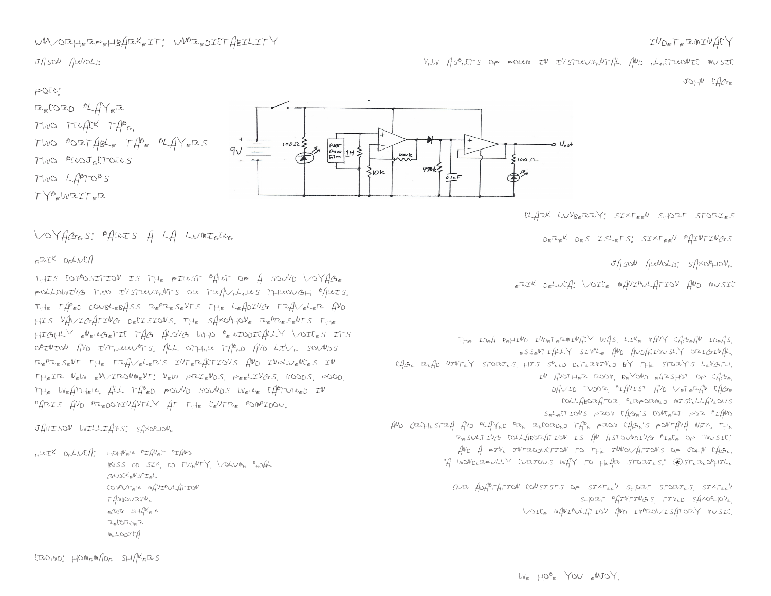UNVORHERSEHBARKEIT: UNPREDICTABILITY

JASON ARNOLD

FOR:

RECORD PLAYER

TWO TRACK TAPE,

TWO PORTABLE TAPE PLAYERS

TWO PROJECTORS

TWO LAPTOPS

TYPEWRITER

+
9V
−
100Ω
PVDF
Piezo
Film
1M
10k
100k
470k
0.1uF
$V_{out}$
100Ω

VOYAGES: PARIS A LA LUMIERE

ERIK DELUCA

THIS COMPOSITION IS THE FIRST PART OF A SOUND VOYAGE FOLLOWING TWO INSTRUMENTS OR TRAVELERS THROUGH PARIS. THE TAPED DOUBLEBASS REPRESENTS THE LEADING TRAVELER AND HIS NAVIGATING DECISIONS. THE SAXOPHONE REPRESENTS THE HIGHLY ENERGETIC TAG ALONG WHO PERIODICALLY VOICES ITS OPINION AND INTERRUPTS. ALL OTHER TAPED AND LIVE SOUNDS REPRESENT THE TRAVELER'S INTERACTIONS AND INFLUENCES IN THEIR NEW ENVIRONMENT: NEW FRIENDS, FEELINGS, MOODS, FOOD, THE WEATHER. ALL TAPED, FOUND SOUNDS WERE CAPTURED IN PARIS AND PREDOMINANTLY AT THE CENTRE POMPIDOU.

JAMISON WILLIAMS: SAXOPHONE

ERIK DELUCA: HOHNER PIANET PIANO
BOSS DD SIX, DD TWENTY, VOLUME PEDAL
GLOCKENSPIEL
COMPUTER MANIPULATION
TAMBOURINE
EGG SHAKER
RECORDER
MELODICA

CROWD: HOMEMADE SHAKERS

INDETERMINACY

NEW ASPECTS OF FORM IN INSTRUMENTAL AND ELECTRONIC MUSIC

JOHN CAGE

CLARK LUNBERRY: SIXTEEN SHORT STORIES

DEREK DES ISLETS: SIXTEEN PAINTINGS

JASON ARNOLD: SAXOPHONE

ERIK DELUCA: VOICE MANIPULATION AND MUSIC

THE IDEA BEHIND INDETERMINACY WAS, LIKE MANY CAGEAN IDEAS, ESSENTIALLY SIMPLE AND AUDACIOUSLY ORIGINAL. CAGE READ NINETY STORIES, HIS SPEED DETERMINED BY THE STORY'S LENGTH. IN ANOTHER ROOM, BEYOND EARSHOT OF CAGE, DAVID TUDOR, PIANIST AND VETERAN CAGE COLLABORATOR, PERFORMED MISCELLANEOUS SELECTIONS FROM CAGE'S CONCERT FOR PIANO AND ORCHESTRA AND PLAYED PRE RECORDED TAPE FROM CAGE'S FONTANA MIX. THE RESULTING COLLABORATION IS AN ASTOUNDING PIECE OF "MUSIC," AND A FINE INTRODUCTION TO THE INNOVATIONS OF JOHN CAGE. "A WONDERFULLY CURIOUS WAY TO HEAR STORIES." ★ STEREOPHILE

OUR ADAPTATION CONSISTS OF SIXTEEN SHORT STORIES, SIXTEEN SHORT PAINTINGS, TIMED SAXOPHONE, VOICE MANIPULATION AND IMPROVISATORY MUSIC.

WE HOPE YOU ENJOY.